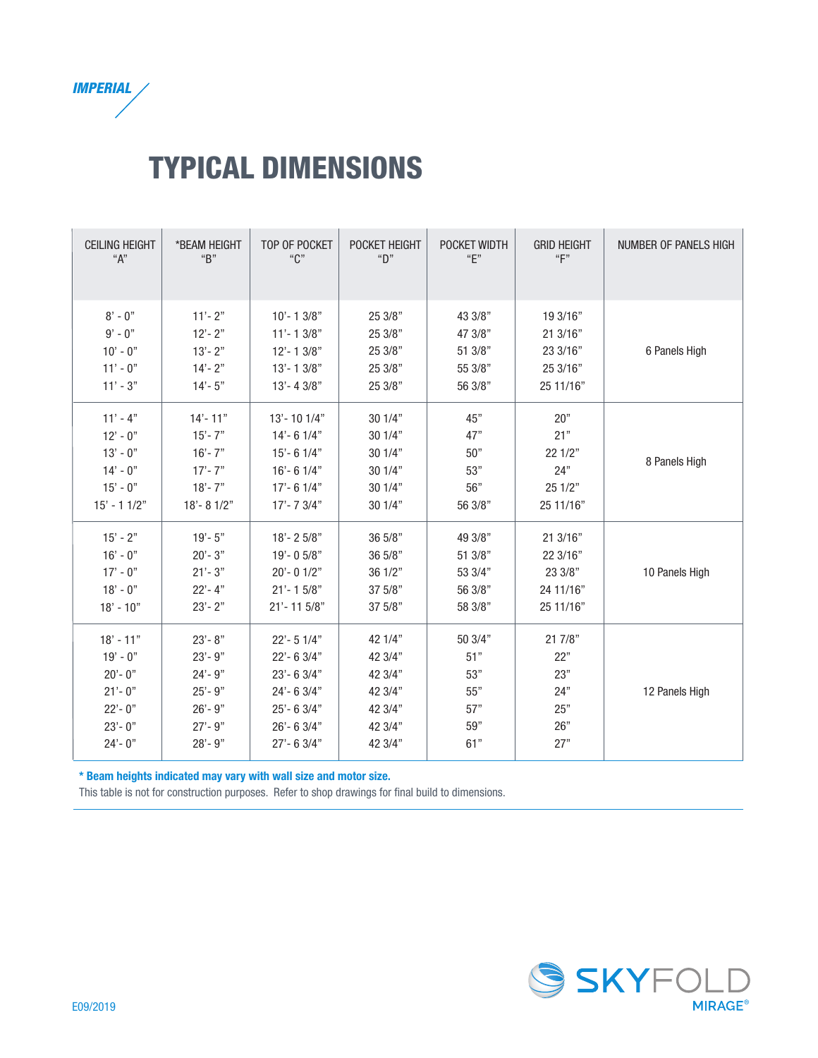*IMPERIAL*

# TYPICAL DIMENSIONS

| CEILING HEIGHT "A" | *BEAM HEIGHT "B" | TOP OF POCKET "C" | POCKET HEIGHT "D" | POCKET WIDTH "E" | GRID HEIGHT "F" | NUMBER OF PANELS HIGH |
|---|---|---|---|---|---|---|
| 8' - 0" | 11'- 2" | 10'- 1 3/8" | 25 3/8" | 43 3/8" | 19 3/16" | 6 Panels High |
| 9' - 0" | 12'- 2" | 11'- 1 3/8" | 25 3/8" | 47 3/8" | 21 3/16" | |
| 10' - 0" | 13'- 2" | 12'- 1 3/8" | 25 3/8" | 51 3/8" | 23 3/16" | |
| 11' - 0" | 14'- 2" | 13'- 1 3/8" | 25 3/8" | 55 3/8" | 25 3/16" | |
| 11' - 3" | 14'- 5" | 13'- 4 3/8" | 25 3/8" | 56 3/8" | 25 11/16" | |
| 11' - 4" | 14'- 11" | 13'- 10 1/4" | 30 1/4" | 45" | 20" | 8 Panels High |
| 12' - 0" | 15'- 7" | 14'- 6 1/4" | 30 1/4" | 47" | 21" | |
| 13' - 0" | 16'- 7" | 15'- 6 1/4" | 30 1/4" | 50" | 22 1/2" | |
| 14' - 0" | 17'- 7" | 16'- 6 1/4" | 30 1/4" | 53" | 24" | |
| 15' - 0" | 18'- 7" | 17'- 6 1/4" | 30 1/4" | 56" | 25 1/2" | |
| 15' - 1 1/2" | 18'- 8 1/2" | 17'- 7 3/4" | 30 1/4" | 56 3/8" | 25 11/16" | |
| 15' - 2" | 19'- 5" | 18'- 2 5/8" | 36 5/8" | 49 3/8" | 21 3/16" | 10 Panels High |
| 16' - 0" | 20'- 3" | 19'- 0 5/8" | 36 5/8" | 51 3/8" | 22 3/16" | |
| 17' - 0" | 21'- 3" | 20'- 0 1/2" | 36 1/2" | 53 3/4" | 23 3/8" | |
| 18' - 0" | 22'- 4" | 21'- 1 5/8" | 37 5/8" | 56 3/8" | 24 11/16" | |
| 18' - 10" | 23'- 2" | 21'- 11 5/8" | 37 5/8" | 58 3/8" | 25 11/16" | |
| 18' - 11" | 23'- 8" | 22'- 5 1/4" | 42 1/4" | 50 3/4" | 21 7/8" | 12 Panels High |
| 19' - 0" | 23'- 9" | 22'- 6 3/4" | 42 3/4" | 51" | 22" | |
| 20'- 0" | 24'- 9" | 23'- 6 3/4" | 42 3/4" | 53" | 23" | |
| 21'- 0" | 25'- 9" | 24'- 6 3/4" | 42 3/4" | 55" | 24" | |
| 22'- 0" | 26'- 9" | 25'- 6 3/4" | 42 3/4" | 57" | 25" | |
| 23'- 0" | 27'- 9" | 26'- 6 3/4" | 42 3/4" | 59" | 26" | |
| 24'- 0" | 28'- 9" | 27'- 6 3/4" | 42 3/4" | 61" | 27" | |

**\* Beam heights indicated may vary with wall size and motor size.**

This table is not for construction purposes. Refer to shop drawings for final build to dimensions.

E09/2019

SKYFOLD MIRAGE®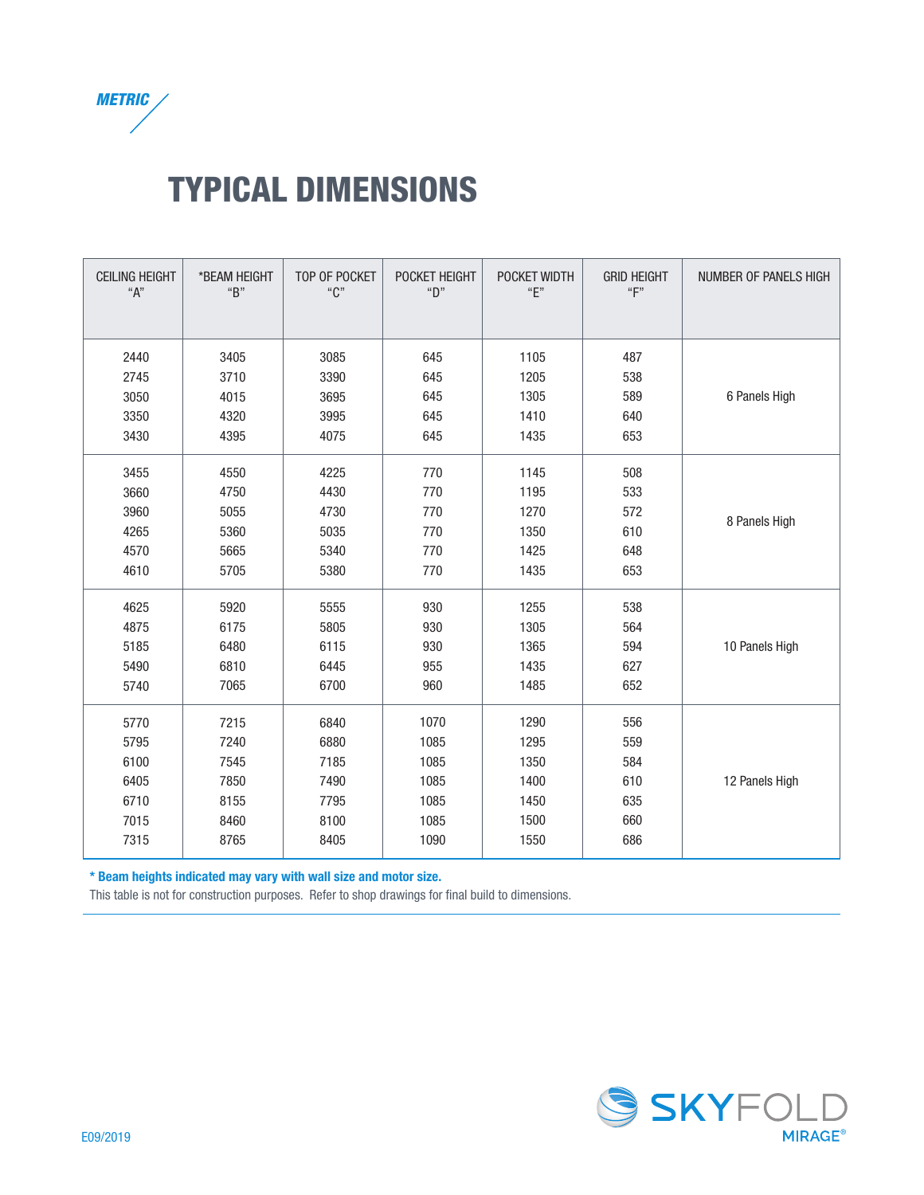*METRIC*

# TYPICAL DIMENSIONS

| CEILING HEIGHT "A" | *BEAM HEIGHT "B" | TOP OF POCKET "C" | POCKET HEIGHT "D" | POCKET WIDTH "E" | GRID HEIGHT "F" | NUMBER OF PANELS HIGH |
|---|---|---|---|---|---|---|
| 2440 | 3405 | 3085 | 645 | 1105 | 487 | 6 Panels High |
| 2745 | 3710 | 3390 | 645 | 1205 | 538 | |
| 3050 | 4015 | 3695 | 645 | 1305 | 589 | |
| 3350 | 4320 | 3995 | 645 | 1410 | 640 | |
| 3430 | 4395 | 4075 | 645 | 1435 | 653 | |
| 3455 | 4550 | 4225 | 770 | 1145 | 508 | 8 Panels High |
| 3660 | 4750 | 4430 | 770 | 1195 | 533 | |
| 3960 | 5055 | 4730 | 770 | 1270 | 572 | |
| 4265 | 5360 | 5035 | 770 | 1350 | 610 | |
| 4570 | 5665 | 5340 | 770 | 1425 | 648 | |
| 4610 | 5705 | 5380 | 770 | 1435 | 653 | |
| 4625 | 5920 | 5555 | 930 | 1255 | 538 | 10 Panels High |
| 4875 | 6175 | 5805 | 930 | 1305 | 564 | |
| 5185 | 6480 | 6115 | 930 | 1365 | 594 | |
| 5490 | 6810 | 6445 | 955 | 1435 | 627 | |
| 5740 | 7065 | 6700 | 960 | 1485 | 652 | |
| 5770 | 7215 | 6840 | 1070 | 1290 | 556 | 12 Panels High |
| 5795 | 7240 | 6880 | 1085 | 1295 | 559 | |
| 6100 | 7545 | 7185 | 1085 | 1350 | 584 | |
| 6405 | 7850 | 7490 | 1085 | 1400 | 610 | |
| 6710 | 8155 | 7795 | 1085 | 1450 | 635 | |
| 7015 | 8460 | 8100 | 1085 | 1500 | 660 | |
| 7315 | 8765 | 8405 | 1090 | 1550 | 686 | |

**\* Beam heights indicated may vary with wall size and motor size.**

This table is not for construction purposes. Refer to shop drawings for final build to dimensions.

SKYFOLD MIRAGE®

E09/2019